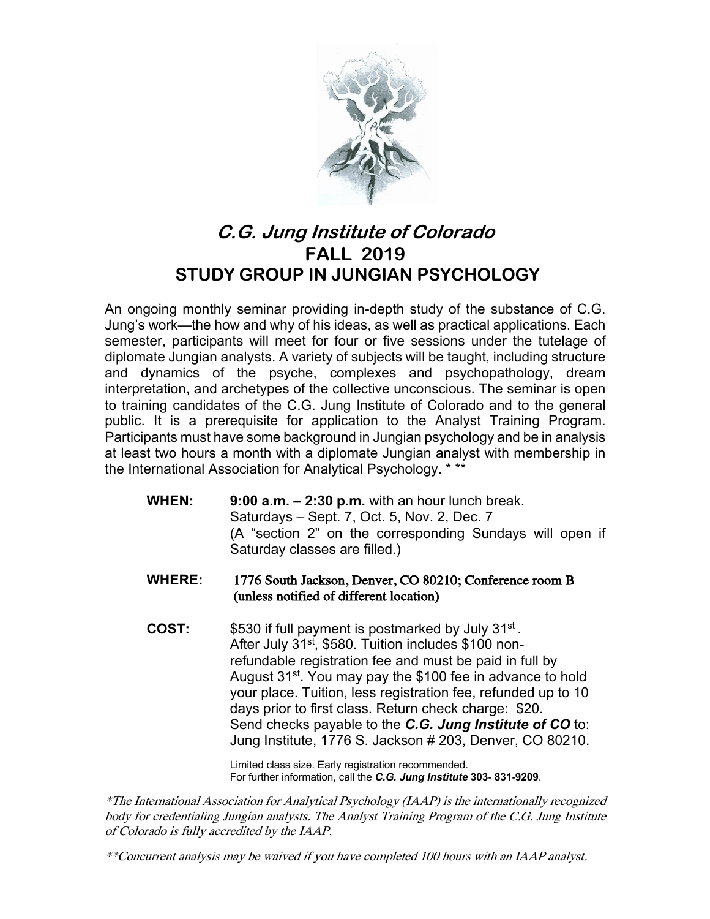# *C.G. Jung Institute of Colorado*

## FALL 2019

## STUDY GROUP IN JUNGIAN PSYCHOLOGY

An ongoing monthly seminar providing in-depth study of the substance of C.G. Jung's work—the how and why of his ideas, as well as practical applications. Each semester, participants will meet for four or five sessions under the tutelage of diplomate Jungian analysts. A variety of subjects will be taught, including structure and dynamics of the psyche, complexes and psychopathology, dream interpretation, and archetypes of the collective unconscious. The seminar is open to training candidates of the C.G. Jung Institute of Colorado and to the general public. It is a prerequisite for application to the Analyst Training Program. Participants must have some background in Jungian psychology and be in analysis at least two hours a month with a diplomate Jungian analyst with membership in the International Association for Analytical Psychology. * **

**WHEN:** **9:00 a.m. – 2:30 p.m.** with an hour lunch break.
Saturdays – Sept. 7, Oct. 5, Nov. 2, Dec. 7
(A "section 2" on the corresponding Sundays will open if Saturday classes are filled.)

**WHERE:** 1776 South Jackson, Denver, CO 80210; Conference room B (unless notified of different location)

**COST:** $530 if full payment is postmarked by July 31st. After July 31st, $580. Tuition includes $100 non-refundable registration fee and must be paid in full by August 31st. You may pay the $100 fee in advance to hold your place. Tuition, less registration fee, refunded up to 10 days prior to first class. Return check charge: $20. Send checks payable to the ***C.G. Jung Institute of CO*** to: Jung Institute, 1776 S. Jackson # 203, Denver, CO 80210.

Limited class size. Early registration recommended.
For further information, call the ***C.G. Jung Institute*** **303- 831-9209**.

*\*The International Association for Analytical Psychology (IAAP) is the internationally recognized body for credentialing Jungian analysts. The Analyst Training Program of the C.G. Jung Institute of Colorado is fully accredited by the IAAP.*

*\*\*Concurrent analysis may be waived if you have completed 100 hours with an IAAP analyst.*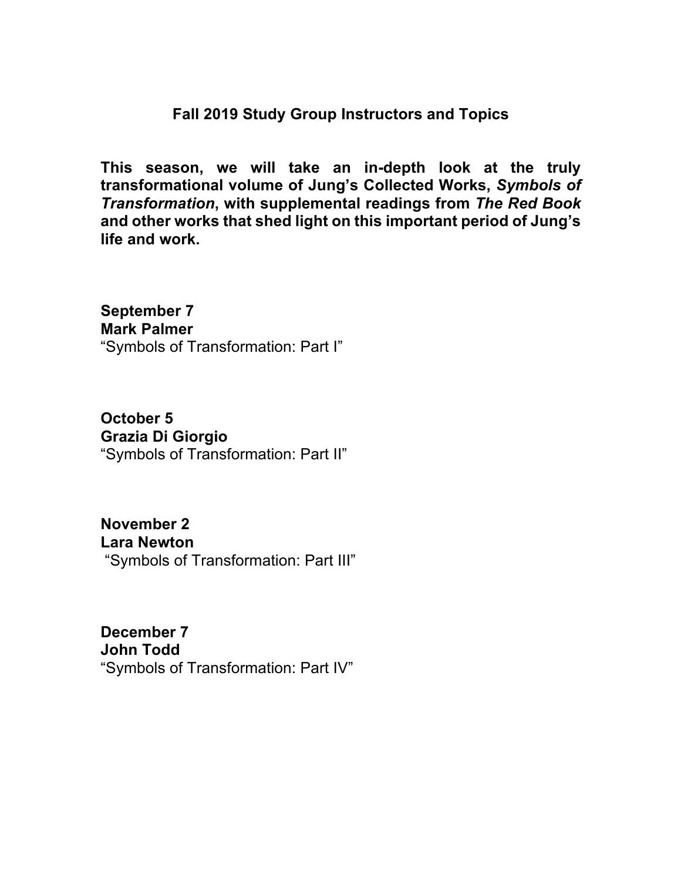## Fall 2019 Study Group Instructors and Topics

**This season, we will take an in-depth look at the truly transformational volume of Jung's Collected Works, *Symbols of Transformation*, with supplemental readings from *The Red Book* and other works that shed light on this important period of Jung's life and work.**

**September 7**
**Mark Palmer**
"Symbols of Transformation: Part I"

**October 5**
**Grazia Di Giorgio**
"Symbols of Transformation: Part II"

**November 2**
**Lara Newton**
"Symbols of Transformation: Part III"

**December 7**
**John Todd**
"Symbols of Transformation: Part IV"